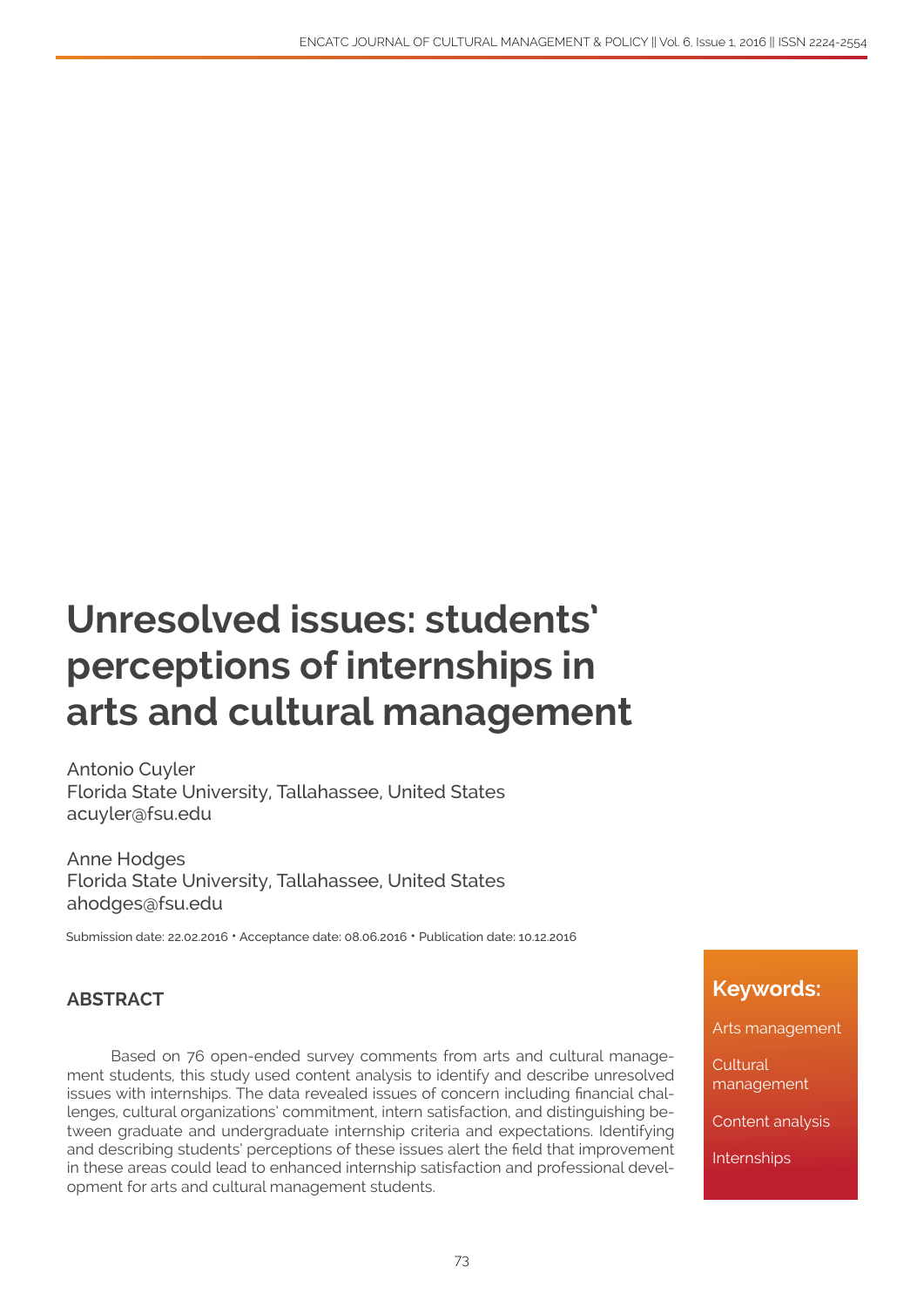# Unresolved issues: students' perceptions of internships in arts and cultural management

Antonio Cuyler
Florida State University, Tallahassee, United States
acuyler@fsu.edu

Anne Hodges
Florida State University, Tallahassee, United States
ahodges@fsu.edu

Submission date: 22.02.2016 • Acceptance date: 08.06.2016 • Publication date: 10.12.2016

## ABSTRACT

Based on 76 open-ended survey comments from arts and cultural management students, this study used content analysis to identify and describe unresolved issues with internships. The data revealed issues of concern including financial challenges, cultural organizations' commitment, intern satisfaction, and distinguishing between graduate and undergraduate internship criteria and expectations. Identifying and describing students' perceptions of these issues alert the field that improvement in these areas could lead to enhanced internship satisfaction and professional development for arts and cultural management students.

## Keywords:

Arts management

Cultural management

Content analysis

Internships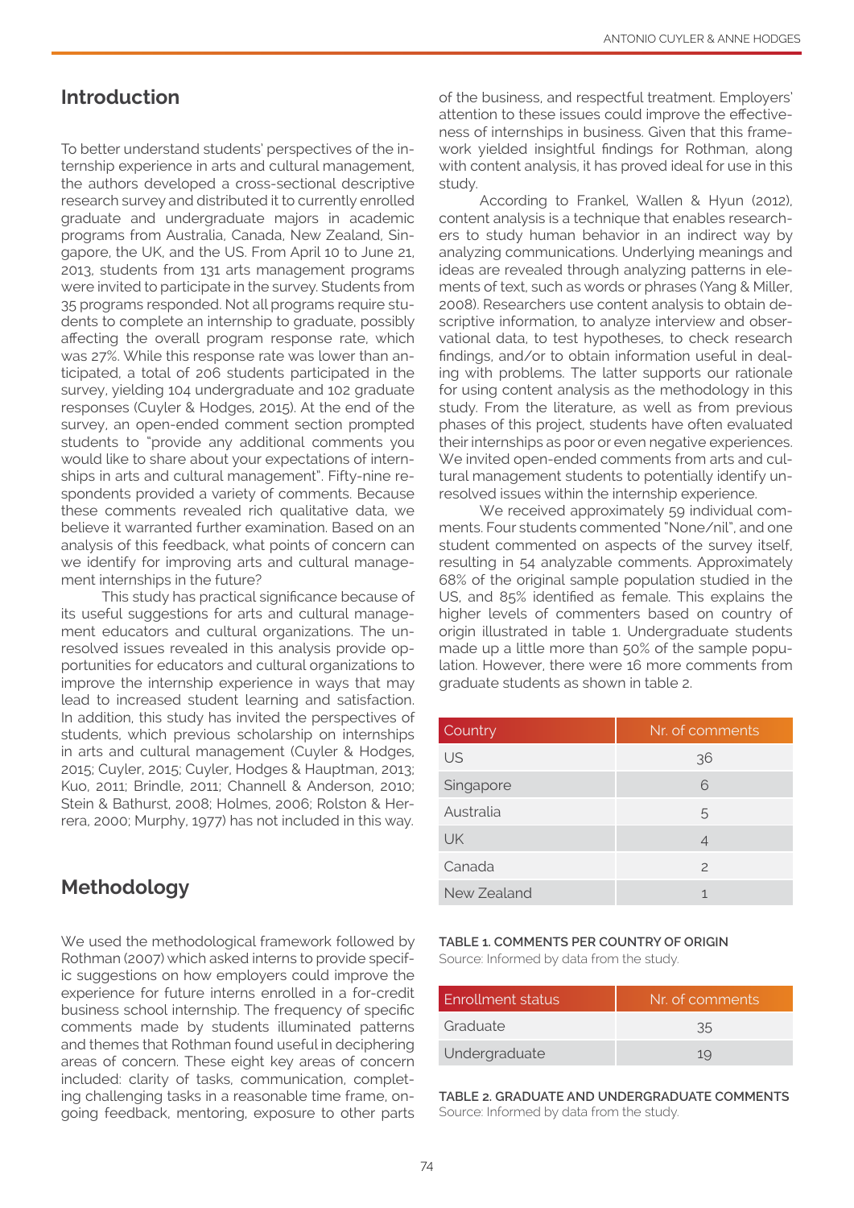## Introduction

To better understand students' perspectives of the internship experience in arts and cultural management, the authors developed a cross-sectional descriptive research survey and distributed it to currently enrolled graduate and undergraduate majors in academic programs from Australia, Canada, New Zealand, Singapore, the UK, and the US. From April 10 to June 21, 2013, students from 131 arts management programs were invited to participate in the survey. Students from 35 programs responded. Not all programs require students to complete an internship to graduate, possibly affecting the overall program response rate, which was 27%. While this response rate was lower than anticipated, a total of 206 students participated in the survey, yielding 104 undergraduate and 102 graduate responses (Cuyler & Hodges, 2015). At the end of the survey, an open-ended comment section prompted students to "provide any additional comments you would like to share about your expectations of internships in arts and cultural management". Fifty-nine respondents provided a variety of comments. Because these comments revealed rich qualitative data, we believe it warranted further examination. Based on an analysis of this feedback, what points of concern can we identify for improving arts and cultural management internships in the future?

This study has practical significance because of its useful suggestions for arts and cultural management educators and cultural organizations. The unresolved issues revealed in this analysis provide opportunities for educators and cultural organizations to improve the internship experience in ways that may lead to increased student learning and satisfaction. In addition, this study has invited the perspectives of students, which previous scholarship on internships in arts and cultural management (Cuyler & Hodges, 2015; Cuyler, 2015; Cuyler, Hodges & Hauptman, 2013; Kuo, 2011; Brindle, 2011; Channell & Anderson, 2010; Stein & Bathurst, 2008; Holmes, 2006; Rolston & Herrera, 2000; Murphy, 1977) has not included in this way.

## Methodology

We used the methodological framework followed by Rothman (2007) which asked interns to provide specific suggestions on how employers could improve the experience for future interns enrolled in a for-credit business school internship. The frequency of specific comments made by students illuminated patterns and themes that Rothman found useful in deciphering areas of concern. These eight key areas of concern included: clarity of tasks, communication, completing challenging tasks in a reasonable time frame, ongoing feedback, mentoring, exposure to other parts of the business, and respectful treatment. Employers' attention to these issues could improve the effectiveness of internships in business. Given that this framework yielded insightful findings for Rothman, along with content analysis, it has proved ideal for use in this study.

According to Frankel, Wallen & Hyun (2012), content analysis is a technique that enables researchers to study human behavior in an indirect way by analyzing communications. Underlying meanings and ideas are revealed through analyzing patterns in elements of text, such as words or phrases (Yang & Miller, 2008). Researchers use content analysis to obtain descriptive information, to analyze interview and observational data, to test hypotheses, to check research findings, and/or to obtain information useful in dealing with problems. The latter supports our rationale for using content analysis as the methodology in this study. From the literature, as well as from previous phases of this project, students have often evaluated their internships as poor or even negative experiences. We invited open-ended comments from arts and cultural management students to potentially identify unresolved issues within the internship experience.

We received approximately 59 individual comments. Four students commented "None/nil", and one student commented on aspects of the survey itself, resulting in 54 analyzable comments. Approximately 68% of the original sample population studied in the US, and 85% identified as female. This explains the higher levels of commenters based on country of origin illustrated in table 1. Undergraduate students made up a little more than 50% of the sample population. However, there were 16 more comments from graduate students as shown in table 2.

| Country | Nr. of comments |
|---|---|
| US | 36 |
| Singapore | 6 |
| Australia | 5 |
| UK | 4 |
| Canada | 2 |
| New Zealand | 1 |

**TABLE 1. COMMENTS PER COUNTRY OF ORIGIN**
Source: Informed by data from the study.

| Enrollment status | Nr. of comments |
|---|---|
| Graduate | 35 |
| Undergraduate | 19 |

**TABLE 2. GRADUATE AND UNDERGRADUATE COMMENTS**
Source: Informed by data from the study.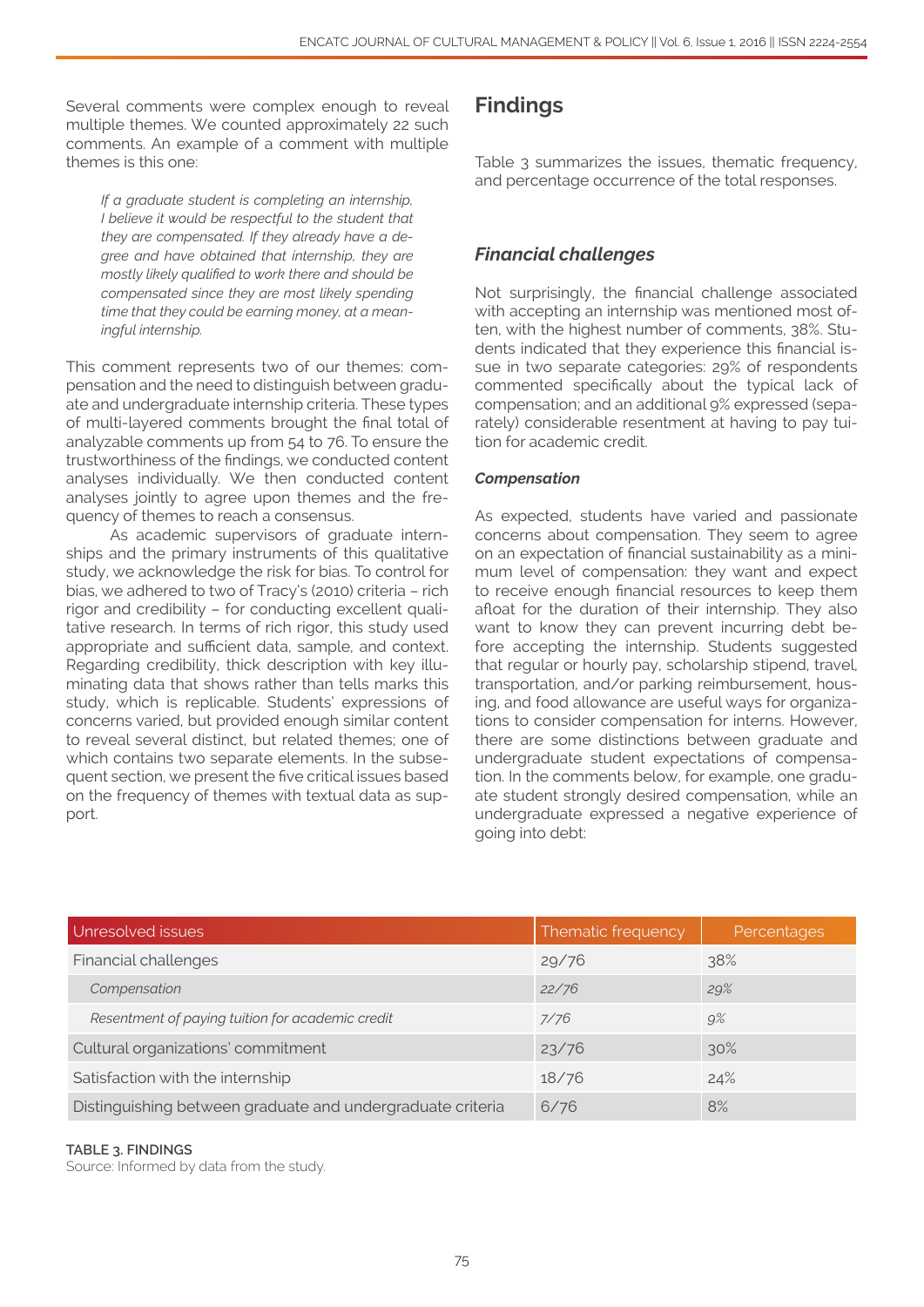Several comments were complex enough to reveal multiple themes. We counted approximately 22 such comments. An example of a comment with multiple themes is this one:

> *If a graduate student is completing an internship, I believe it would be respectful to the student that they are compensated. If they already have a degree and have obtained that internship, they are mostly likely qualified to work there and should be compensated since they are most likely spending time that they could be earning money, at a meaningful internship.*

This comment represents two of our themes: compensation and the need to distinguish between graduate and undergraduate internship criteria. These types of multi-layered comments brought the final total of analyzable comments up from 54 to 76. To ensure the trustworthiness of the findings, we conducted content analyses individually. We then conducted content analyses jointly to agree upon themes and the frequency of themes to reach a consensus.

As academic supervisors of graduate internships and the primary instruments of this qualitative study, we acknowledge the risk for bias. To control for bias, we adhered to two of Tracy's (2010) criteria – rich rigor and credibility – for conducting excellent qualitative research. In terms of rich rigor, this study used appropriate and sufficient data, sample, and context. Regarding credibility, thick description with key illuminating data that shows rather than tells marks this study, which is replicable. Students' expressions of concerns varied, but provided enough similar content to reveal several distinct, but related themes; one of which contains two separate elements. In the subsequent section, we present the five critical issues based on the frequency of themes with textual data as support.

## Findings

Table 3 summarizes the issues, thematic frequency, and percentage occurrence of the total responses.

### *Financial challenges*

Not surprisingly, the financial challenge associated with accepting an internship was mentioned most often, with the highest number of comments, 38%. Students indicated that they experience this financial issue in two separate categories: 29% of respondents commented specifically about the typical lack of compensation; and an additional 9% expressed (separately) considerable resentment at having to pay tuition for academic credit.

#### *Compensation*

As expected, students have varied and passionate concerns about compensation. They seem to agree on an expectation of financial sustainability as a minimum level of compensation: they want and expect to receive enough financial resources to keep them afloat for the duration of their internship. They also want to know they can prevent incurring debt before accepting the internship. Students suggested that regular or hourly pay, scholarship stipend, travel, transportation, and/or parking reimbursement, housing, and food allowance are useful ways for organizations to consider compensation for interns. However, there are some distinctions between graduate and undergraduate student expectations of compensation. In the comments below, for example, one graduate student strongly desired compensation, while an undergraduate expressed a negative experience of going into debt:

| Unresolved issues | Thematic frequency | Percentages |
|---|---|---|
| Financial challenges | 29/76 | 38% |
| *Compensation* | *22/76* | *29%* |
| *Resentment of paying tuition for academic credit* | *7/76* | *9%* |
| Cultural organizations' commitment | 23/76 | 30% |
| Satisfaction with the internship | 18/76 | 24% |
| Distinguishing between graduate and undergraduate criteria | 6/76 | 8% |

**TABLE 3. FINDINGS**
Source: Informed by data from the study.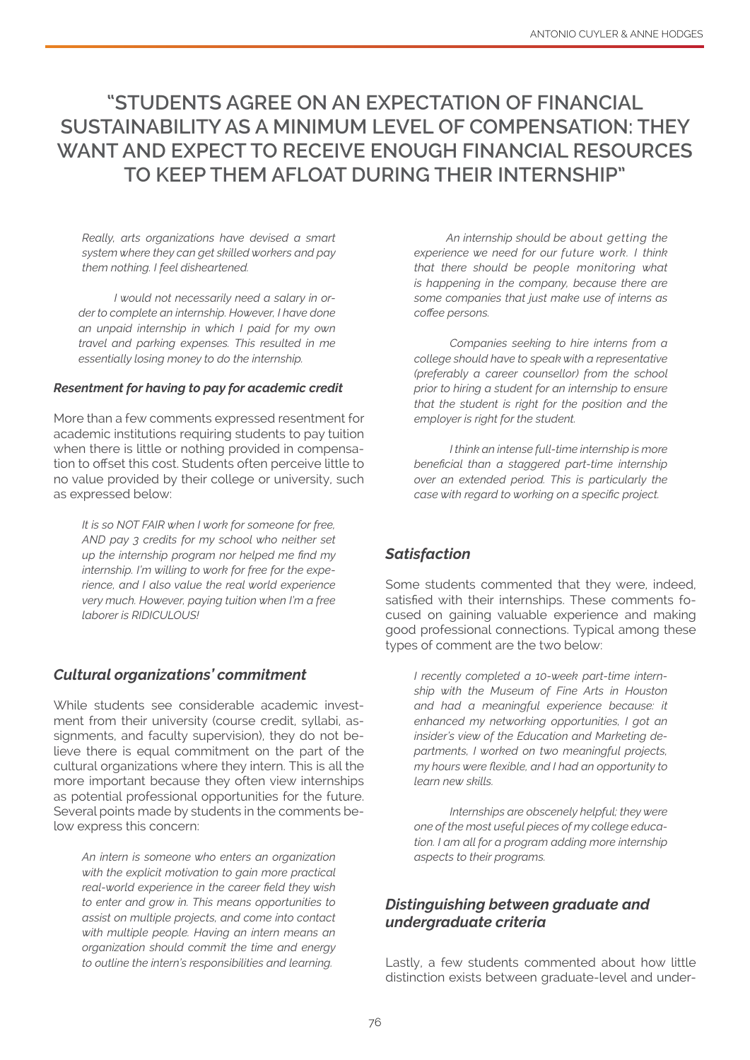## "STUDENTS AGREE ON AN EXPECTATION OF FINANCIAL SUSTAINABILITY AS A MINIMUM LEVEL OF COMPENSATION: THEY WANT AND EXPECT TO RECEIVE ENOUGH FINANCIAL RESOURCES TO KEEP THEM AFLOAT DURING THEIR INTERNSHIP"

> *Really, arts organizations have devised a smart system where they can get skilled workers and pay them nothing. I feel disheartened.*
>
> *I would not necessarily need a salary in order to complete an internship. However, I have done an unpaid internship in which I paid for my own travel and parking expenses. This resulted in me essentially losing money to do the internship.*

#### *Resentment for having to pay for academic credit*

More than a few comments expressed resentment for academic institutions requiring students to pay tuition when there is little or nothing provided in compensation to offset this cost. Students often perceive little to no value provided by their college or university, such as expressed below:

> *It is so NOT FAIR when I work for someone for free, AND pay 3 credits for my school who neither set up the internship program nor helped me find my internship. I'm willing to work for free for the experience, and I also value the real world experience very much. However, paying tuition when I'm a free laborer is RIDICULOUS!*

### *Cultural organizations' commitment*

While students see considerable academic investment from their university (course credit, syllabi, assignments, and faculty supervision), they do not believe there is equal commitment on the part of the cultural organizations where they intern. This is all the more important because they often view internships as potential professional opportunities for the future. Several points made by students in the comments below express this concern:

> *An intern is someone who enters an organization with the explicit motivation to gain more practical real-world experience in the career field they wish to enter and grow in. This means opportunities to assist on multiple projects, and come into contact with multiple people. Having an intern means an organization should commit the time and energy to outline the intern's responsibilities and learning.*
>
> *An internship should be about getting the experience we need for our future work. I think that there should be people monitoring what is happening in the company, because there are some companies that just make use of interns as coffee persons.*
>
> *Companies seeking to hire interns from a college should have to speak with a representative (preferably a career counsellor) from the school prior to hiring a student for an internship to ensure that the student is right for the position and the employer is right for the student.*
>
> *I think an intense full-time internship is more beneficial than a staggered part-time internship over an extended period. This is particularly the case with regard to working on a specific project.*

### *Satisfaction*

Some students commented that they were, indeed, satisfied with their internships. These comments focused on gaining valuable experience and making good professional connections. Typical among these types of comment are the two below:

> *I recently completed a 10-week part-time internship with the Museum of Fine Arts in Houston and had a meaningful experience because: it enhanced my networking opportunities, I got an insider's view of the Education and Marketing departments, I worked on two meaningful projects, my hours were flexible, and I had an opportunity to learn new skills.*
>
> *Internships are obscenely helpful; they were one of the most useful pieces of my college education. I am all for a program adding more internship aspects to their programs.*

### *Distinguishing between graduate and undergraduate criteria*

Lastly, a few students commented about how little distinction exists between graduate-level and under-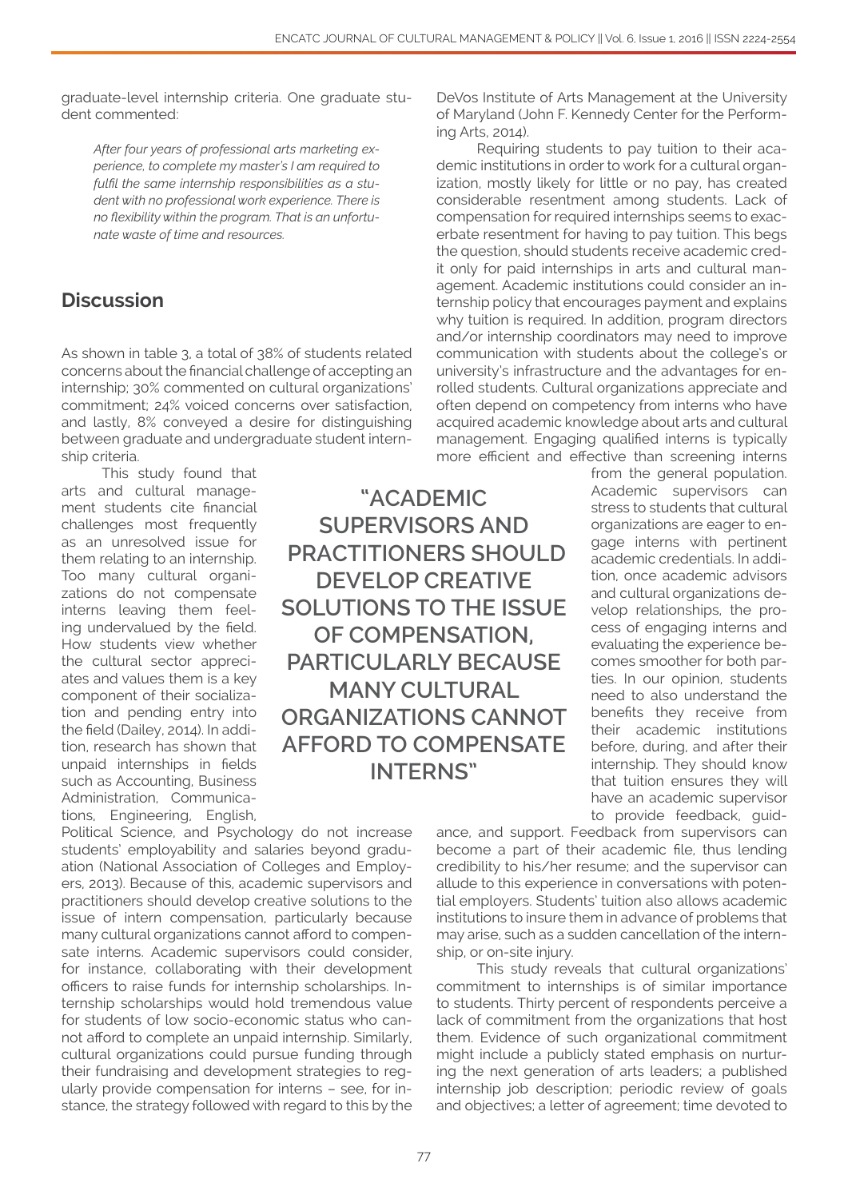graduate-level internship criteria. One graduate student commented:

> *After four years of professional arts marketing experience, to complete my master's I am required to fulfil the same internship responsibilities as a student with no professional work experience. There is no flexibility within the program. That is an unfortunate waste of time and resources.*

## Discussion

As shown in table 3, a total of 38% of students related concerns about the financial challenge of accepting an internship; 30% commented on cultural organizations' commitment; 24% voiced concerns over satisfaction, and lastly, 8% conveyed a desire for distinguishing between graduate and undergraduate student internship criteria.

This study found that arts and cultural management students cite financial challenges most frequently as an unresolved issue for them relating to an internship. Too many cultural organizations do not compensate interns leaving them feeling undervalued by the field. How students view whether the cultural sector appreciates and values them is a key component of their socialization and pending entry into the field (Dailey, 2014). In addition, research has shown that unpaid internships in fields such as Accounting, Business Administration, Communications, Engineering, English, Political Science, and Psychology do not increase students' employability and salaries beyond graduation (National Association of Colleges and Employers, 2013). Because of this, academic supervisors and practitioners should develop creative solutions to the issue of intern compensation, particularly because many cultural organizations cannot afford to compensate interns. Academic supervisors could consider, for instance, collaborating with their development officers to raise funds for internship scholarships. Internship scholarships would hold tremendous value for students of low socio-economic status who cannot afford to complete an unpaid internship. Similarly, cultural organizations could pursue funding through their fundraising and development strategies to regularly provide compensation for interns – see, for instance, the strategy followed with regard to this by the DeVos Institute of Arts Management at the University of Maryland (John F. Kennedy Center for the Performing Arts, 2014).

**"ACADEMIC SUPERVISORS AND PRACTITIONERS SHOULD DEVELOP CREATIVE SOLUTIONS TO THE ISSUE OF COMPENSATION, PARTICULARLY BECAUSE MANY CULTURAL ORGANIZATIONS CANNOT AFFORD TO COMPENSATE INTERNS"**

Requiring students to pay tuition to their academic institutions in order to work for a cultural organization, mostly likely for little or no pay, has created considerable resentment among students. Lack of compensation for required internships seems to exacerbate resentment for having to pay tuition. This begs the question, should students receive academic credit only for paid internships in arts and cultural management. Academic institutions could consider an internship policy that encourages payment and explains why tuition is required. In addition, program directors and/or internship coordinators may need to improve communication with students about the college's or university's infrastructure and the advantages for enrolled students. Cultural organizations appreciate and often depend on competency from interns who have acquired academic knowledge about arts and cultural management. Engaging qualified interns is typically more efficient and effective than screening interns from the general population. Academic supervisors can stress to students that cultural organizations are eager to engage interns with pertinent academic credentials. In addition, once academic advisors and cultural organizations develop relationships, the process of engaging interns and evaluating the experience becomes smoother for both parties. In our opinion, students need to also understand the benefits they receive from their academic institutions before, during, and after their internship. They should know that tuition ensures they will have an academic supervisor to provide feedback, guidance, and support. Feedback from supervisors can become a part of their academic file, thus lending credibility to his/her resume; and the supervisor can allude to this experience in conversations with potential employers. Students' tuition also allows academic institutions to insure them in advance of problems that may arise, such as a sudden cancellation of the internship, or on-site injury.

This study reveals that cultural organizations' commitment to internships is of similar importance to students. Thirty percent of respondents perceive a lack of commitment from the organizations that host them. Evidence of such organizational commitment might include a publicly stated emphasis on nurturing the next generation of arts leaders; a published internship job description; periodic review of goals and objectives; a letter of agreement; time devoted to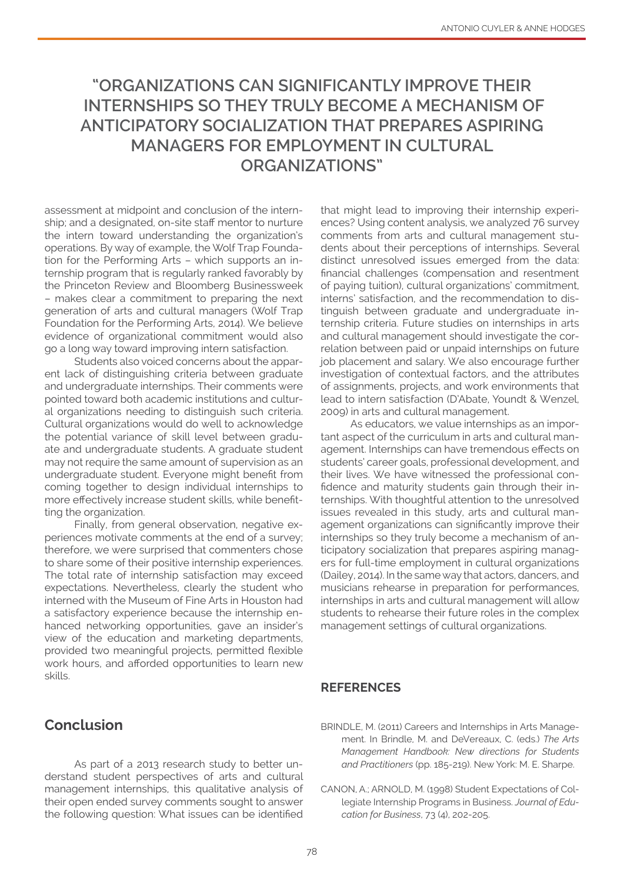> **"ORGANIZATIONS CAN SIGNIFICANTLY IMPROVE THEIR INTERNSHIPS SO THEY TRULY BECOME A MECHANISM OF ANTICIPATORY SOCIALIZATION THAT PREPARES ASPIRING MANAGERS FOR EMPLOYMENT IN CULTURAL ORGANIZATIONS"**

assessment at midpoint and conclusion of the internship; and a designated, on-site staff mentor to nurture the intern toward understanding the organization's operations. By way of example, the Wolf Trap Foundation for the Performing Arts – which supports an internship program that is regularly ranked favorably by the Princeton Review and Bloomberg Businessweek – makes clear a commitment to preparing the next generation of arts and cultural managers (Wolf Trap Foundation for the Performing Arts, 2014). We believe evidence of organizational commitment would also go a long way toward improving intern satisfaction.

Students also voiced concerns about the apparent lack of distinguishing criteria between graduate and undergraduate internships. Their comments were pointed toward both academic institutions and cultural organizations needing to distinguish such criteria. Cultural organizations would do well to acknowledge the potential variance of skill level between graduate and undergraduate students. A graduate student may not require the same amount of supervision as an undergraduate student. Everyone might benefit from coming together to design individual internships to more effectively increase student skills, while benefitting the organization.

Finally, from general observation, negative experiences motivate comments at the end of a survey; therefore, we were surprised that commenters chose to share some of their positive internship experiences. The total rate of internship satisfaction may exceed expectations. Nevertheless, clearly the student who interned with the Museum of Fine Arts in Houston had a satisfactory experience because the internship enhanced networking opportunities, gave an insider's view of the education and marketing departments, provided two meaningful projects, permitted flexible work hours, and afforded opportunities to learn new skills.

## Conclusion

As part of a 2013 research study to better understand student perspectives of arts and cultural management internships, this qualitative analysis of their open ended survey comments sought to answer the following question: What issues can be identified that might lead to improving their internship experiences? Using content analysis, we analyzed 76 survey comments from arts and cultural management students about their perceptions of internships. Several distinct unresolved issues emerged from the data: financial challenges (compensation and resentment of paying tuition), cultural organizations' commitment, interns' satisfaction, and the recommendation to distinguish between graduate and undergraduate internship criteria. Future studies on internships in arts and cultural management should investigate the correlation between paid or unpaid internships on future job placement and salary. We also encourage further investigation of contextual factors, and the attributes of assignments, projects, and work environments that lead to intern satisfaction (D'Abate, Youndt & Wenzel, 2009) in arts and cultural management.

As educators, we value internships as an important aspect of the curriculum in arts and cultural management. Internships can have tremendous effects on students' career goals, professional development, and their lives. We have witnessed the professional confidence and maturity students gain through their internships. With thoughtful attention to the unresolved issues revealed in this study, arts and cultural management organizations can significantly improve their internships so they truly become a mechanism of anticipatory socialization that prepares aspiring managers for full-time employment in cultural organizations (Dailey, 2014). In the same way that actors, dancers, and musicians rehearse in preparation for performances, internships in arts and cultural management will allow students to rehearse their future roles in the complex management settings of cultural organizations.

### REFERENCES

BRINDLE, M. (2011) Careers and Internships in Arts Management. In Brindle, M. and DeVereaux, C. (eds.) *The Arts Management Handbook: New directions for Students and Practitioners* (pp. 185-219). New York: M. E. Sharpe.

CANON, A.; ARNOLD, M. (1998) Student Expectations of Collegiate Internship Programs in Business. *Journal of Education for Business*, 73 (4), 202-205.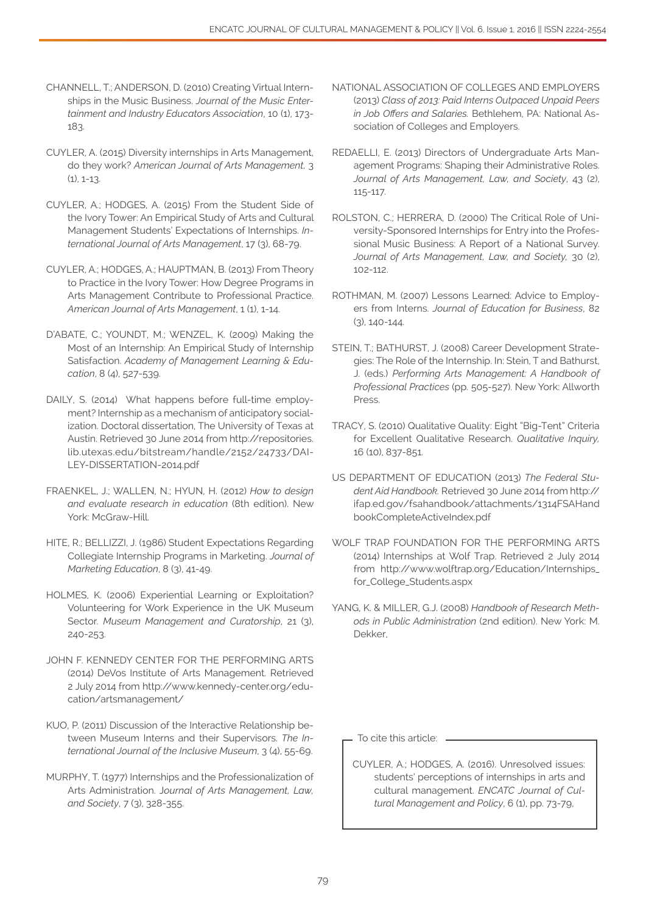CHANNELL, T.; ANDERSON, D. (2010) Creating Virtual Internships in the Music Business. *Journal of the Music Entertainment and Industry Educators Association*, 10 (1), 173-183.

CUYLER, A. (2015) Diversity internships in Arts Management, do they work? *American Journal of Arts Management*, 3 (1), 1-13.

CUYLER, A.; HODGES, A. (2015) From the Student Side of the Ivory Tower: An Empirical Study of Arts and Cultural Management Students' Expectations of Internships. *International Journal of Arts Management*, 17 (3), 68-79.

CUYLER, A.; HODGES, A.; HAUPTMAN, B. (2013) From Theory to Practice in the Ivory Tower: How Degree Programs in Arts Management Contribute to Professional Practice. *American Journal of Arts Management*, 1 (1), 1-14.

D'ABATE, C.; YOUNDT, M.; WENZEL, K. (2009) Making the Most of an Internship: An Empirical Study of Internship Satisfaction. *Academy of Management Learning & Education*, 8 (4), 527-539.

DAILY, S. (2014) What happens before full-time employment? Internship as a mechanism of anticipatory socialization. Doctoral dissertation, The University of Texas at Austin. Retrieved 30 June 2014 from http://repositories.lib.utexas.edu/bitstream/handle/2152/24733/DAILEY-DISSERTATION-2014.pdf

FRAENKEL, J.; WALLEN, N.; HYUN, H. (2012) *How to design and evaluate research in education* (8th edition). New York: McGraw-Hill.

HITE, R.; BELLIZZI, J. (1986) Student Expectations Regarding Collegiate Internship Programs in Marketing. *Journal of Marketing Education*, 8 (3), 41-49.

HOLMES, K. (2006) Experiential Learning or Exploitation? Volunteering for Work Experience in the UK Museum Sector. *Museum Management and Curatorship*, 21 (3), 240-253.

JOHN F. KENNEDY CENTER FOR THE PERFORMING ARTS (2014) DeVos Institute of Arts Management. Retrieved 2 July 2014 from http://www.kennedy-center.org/education/artsmanagement/

KUO, P. (2011) Discussion of the Interactive Relationship between Museum Interns and their Supervisors. *The International Journal of the Inclusive Museum*, 3 (4), 55-69.

MURPHY, T. (1977) Internships and the Professionalization of Arts Administration. *Journal of Arts Management, Law, and Society*, 7 (3), 328-355.

NATIONAL ASSOCIATION OF COLLEGES AND EMPLOYERS (2013) *Class of 2013: Paid Interns Outpaced Unpaid Peers in Job Offers and Salaries.* Bethlehem, PA: National Association of Colleges and Employers.

REDAELLI, E. (2013) Directors of Undergraduate Arts Management Programs: Shaping their Administrative Roles. *Journal of Arts Management, Law, and Society*, 43 (2), 115-117.

ROLSTON, C.; HERRERA, D. (2000) The Critical Role of University-Sponsored Internships for Entry into the Professional Music Business: A Report of a National Survey. *Journal of Arts Management, Law, and Society*, 30 (2), 102-112.

ROTHMAN, M. (2007) Lessons Learned: Advice to Employers from Interns. *Journal of Education for Business*, 82 (3), 140-144.

STEIN, T.; BATHURST, J. (2008) Career Development Strategies: The Role of the Internship. In: Stein, T and Bathurst, J. (eds.) *Performing Arts Management: A Handbook of Professional Practices* (pp. 505-527). New York: Allworth Press.

TRACY, S. (2010) Qualitative Quality: Eight "Big-Tent" Criteria for Excellent Qualitative Research. *Qualitative Inquiry*, 16 (10), 837-851.

US DEPARTMENT OF EDUCATION (2013) *The Federal Student Aid Handbook.* Retrieved 30 June 2014 from http://ifap.ed.gov/fsahandbook/attachments/1314FSAHandbookCompleteActiveIndex.pdf

WOLF TRAP FOUNDATION FOR THE PERFORMING ARTS (2014) Internships at Wolf Trap. Retrieved 2 July 2014 from http://www.wolftrap.org/Education/Internships_for_College_Students.aspx

YANG, K. & MILLER, G.J. (2008) *Handbook of Research Methods in Public Administration* (2nd edition). New York: M. Dekker,

To cite this article:

CUYLER, A.; HODGES, A. (2016). Unresolved issues: students' perceptions of internships in arts and cultural management. *ENCATC Journal of Cultural Management and Policy*, 6 (1), pp. 73-79.